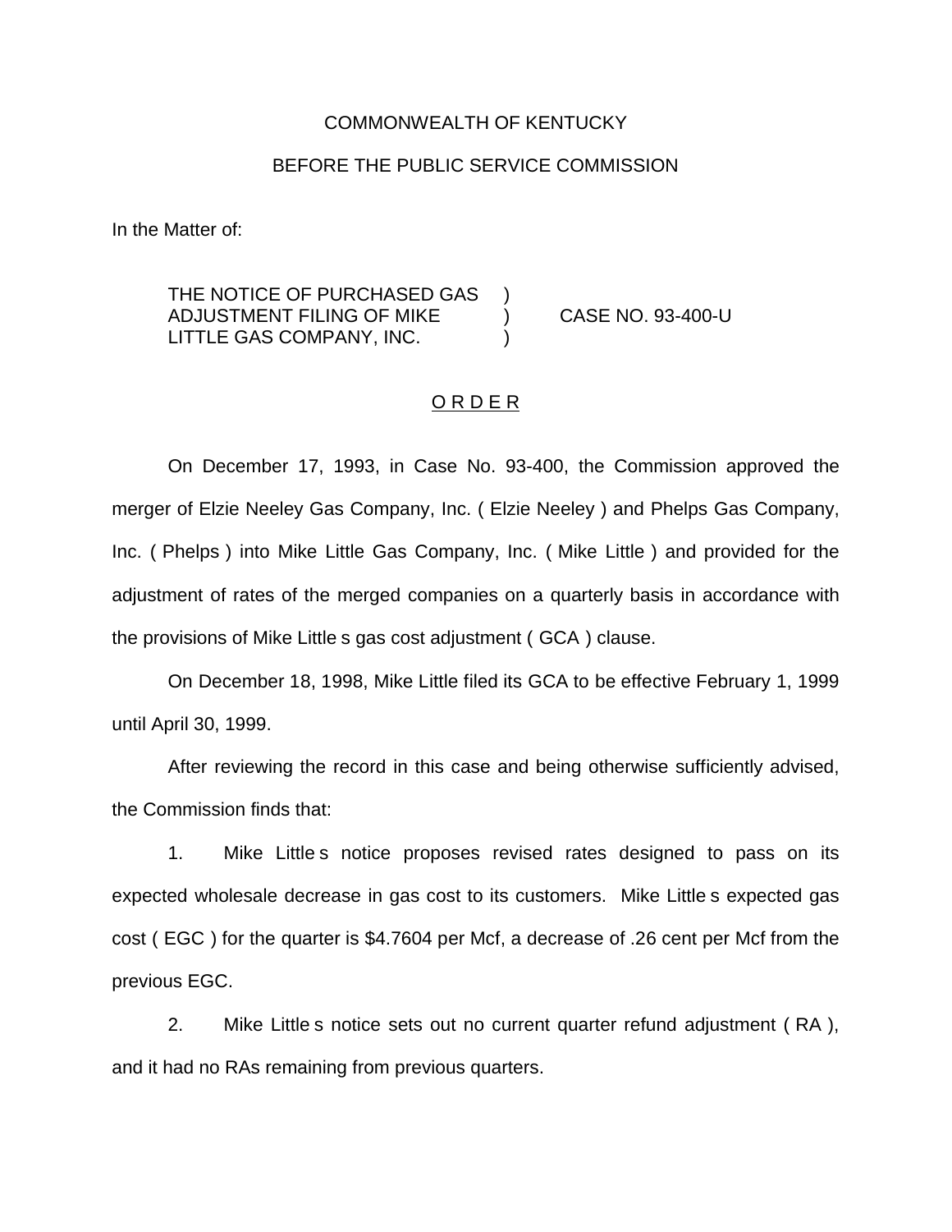COMMONWEALTH OF KENTUCKY

BEFORE THE PUBLIC SERVICE COMMISSION

In the Matter of:

| | | |
|---|---|---|
| THE NOTICE OF PURCHASED GAS ADJUSTMENT FILING OF MIKE LITTLE GAS COMPANY, INC. | ) ) ) | CASE NO. 93-400-U |

O R D E R

On December 17, 1993, in Case No. 93-400, the Commission approved the merger of Elzie Neeley Gas Company, Inc. ( Elzie Neeley ) and Phelps Gas Company, Inc. ( Phelps ) into Mike Little Gas Company, Inc. ( Mike Little ) and provided for the adjustment of rates of the merged companies on a quarterly basis in accordance with the provisions of Mike Little s gas cost adjustment ( GCA ) clause.

On December 18, 1998, Mike Little filed its GCA to be effective February 1, 1999 until April 30, 1999.

After reviewing the record in this case and being otherwise sufficiently advised, the Commission finds that:

1. Mike Little s notice proposes revised rates designed to pass on its expected wholesale decrease in gas cost to its customers. Mike Little s expected gas cost ( EGC ) for the quarter is $4.7604 per Mcf, a decrease of .26 cent per Mcf from the previous EGC.

2. Mike Little s notice sets out no current quarter refund adjustment ( RA ), and it had no RAs remaining from previous quarters.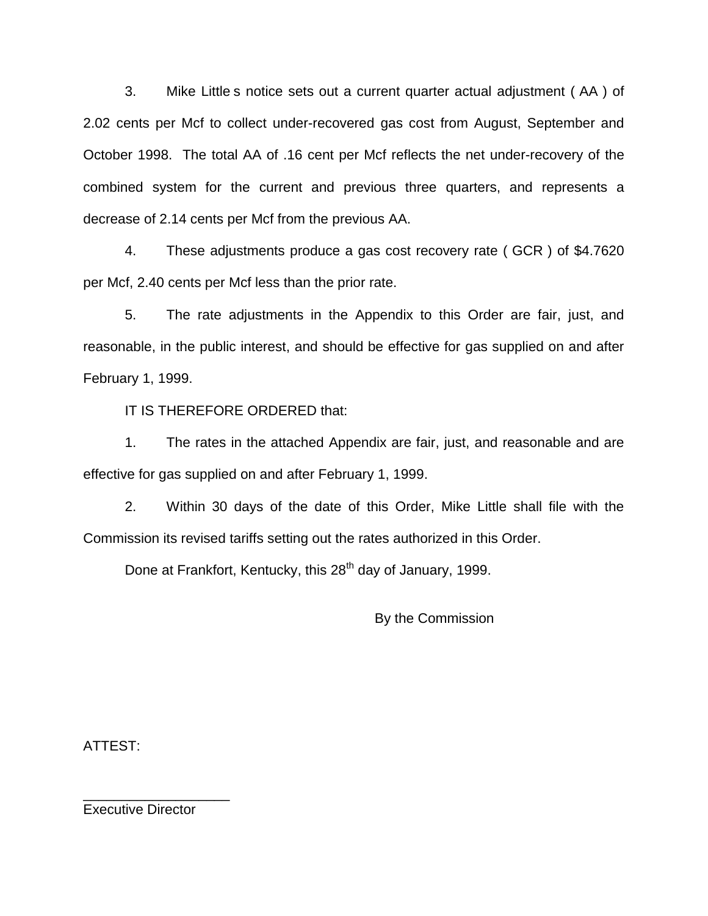3. Mike Little s notice sets out a current quarter actual adjustment ( AA ) of 2.02 cents per Mcf to collect under-recovered gas cost from August, September and October 1998. The total AA of .16 cent per Mcf reflects the net under-recovery of the combined system for the current and previous three quarters, and represents a decrease of 2.14 cents per Mcf from the previous AA.

4. These adjustments produce a gas cost recovery rate ( GCR ) of $4.7620 per Mcf, 2.40 cents per Mcf less than the prior rate.

5. The rate adjustments in the Appendix to this Order are fair, just, and reasonable, in the public interest, and should be effective for gas supplied on and after February 1, 1999.

IT IS THEREFORE ORDERED that:

1. The rates in the attached Appendix are fair, just, and reasonable and are effective for gas supplied on and after February 1, 1999.

2. Within 30 days of the date of this Order, Mike Little shall file with the Commission its revised tariffs setting out the rates authorized in this Order.

Done at Frankfort, Kentucky, this 28th day of January, 1999.

By the Commission

ATTEST:

___________________
Executive Director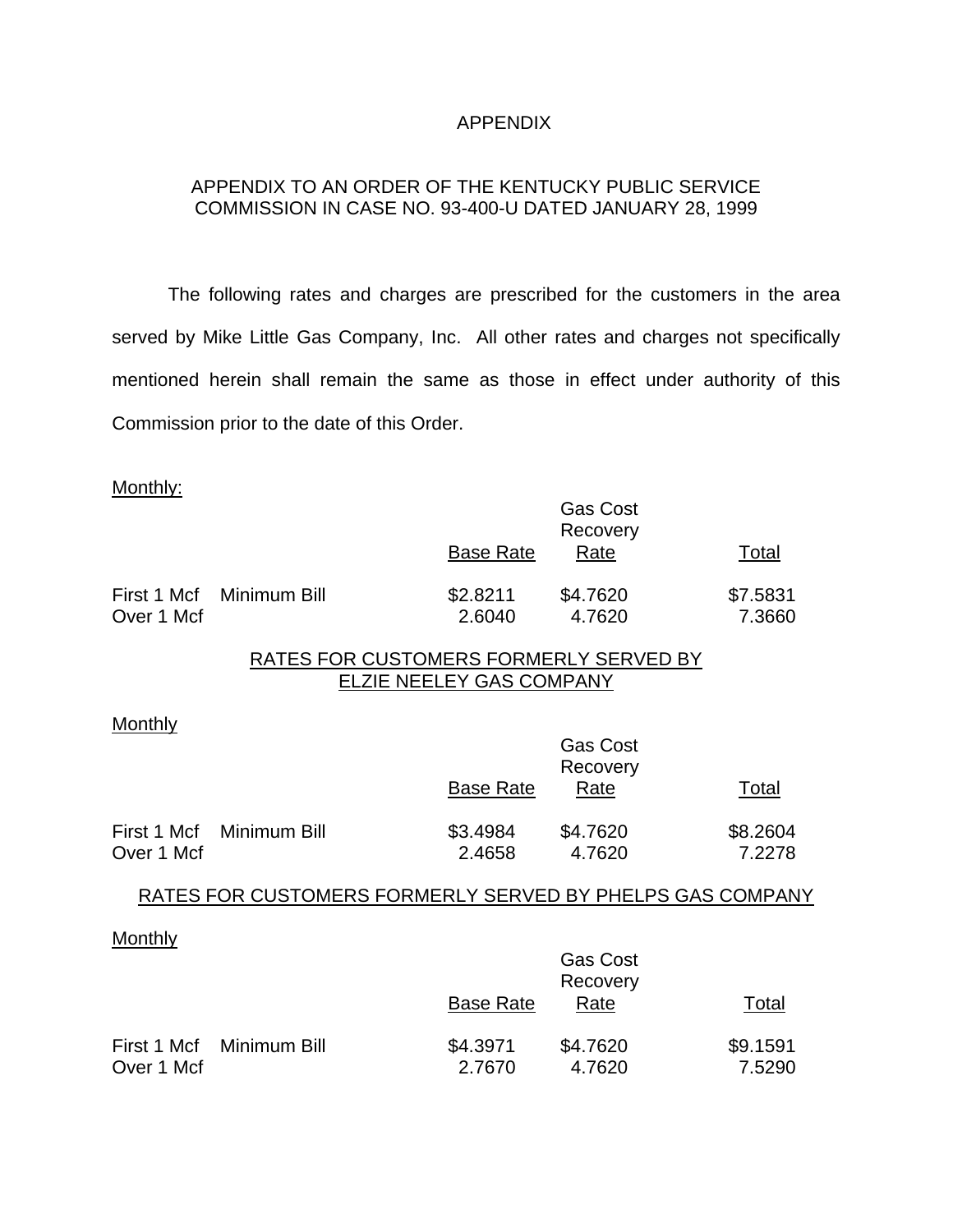# APPENDIX

APPENDIX TO AN ORDER OF THE KENTUCKY PUBLIC SERVICE COMMISSION IN CASE NO. 93-400-U DATED JANUARY 28, 1999

The following rates and charges are prescribed for the customers in the area served by Mike Little Gas Company, Inc. All other rates and charges not specifically mentioned herein shall remain the same as those in effect under authority of this Commission prior to the date of this Order.

Monthly:

| | | Base Rate | Gas Cost Recovery Rate | Total |
|---|---|---|---|---|
| First 1 Mcf | Minimum Bill | $2.8211 | $4.7620 | $7.5831 |
| Over 1 Mcf | | 2.6040 | 4.7620 | 7.3660 |

## RATES FOR CUSTOMERS FORMERLY SERVED BY ELZIE NEELEY GAS COMPANY

Monthly

| | | Base Rate | Gas Cost Recovery Rate | Total |
|---|---|---|---|---|
| First 1 Mcf | Minimum Bill | $3.4984 | $4.7620 | $8.2604 |
| Over 1 Mcf | | 2.4658 | 4.7620 | 7.2278 |

## RATES FOR CUSTOMERS FORMERLY SERVED BY PHELPS GAS COMPANY

Monthly

| | | Base Rate | Gas Cost Recovery Rate | Total |
|---|---|---|---|---|
| First 1 Mcf | Minimum Bill | $4.3971 | $4.7620 | $9.1591 |
| Over 1 Mcf | | 2.7670 | 4.7620 | 7.5290 |